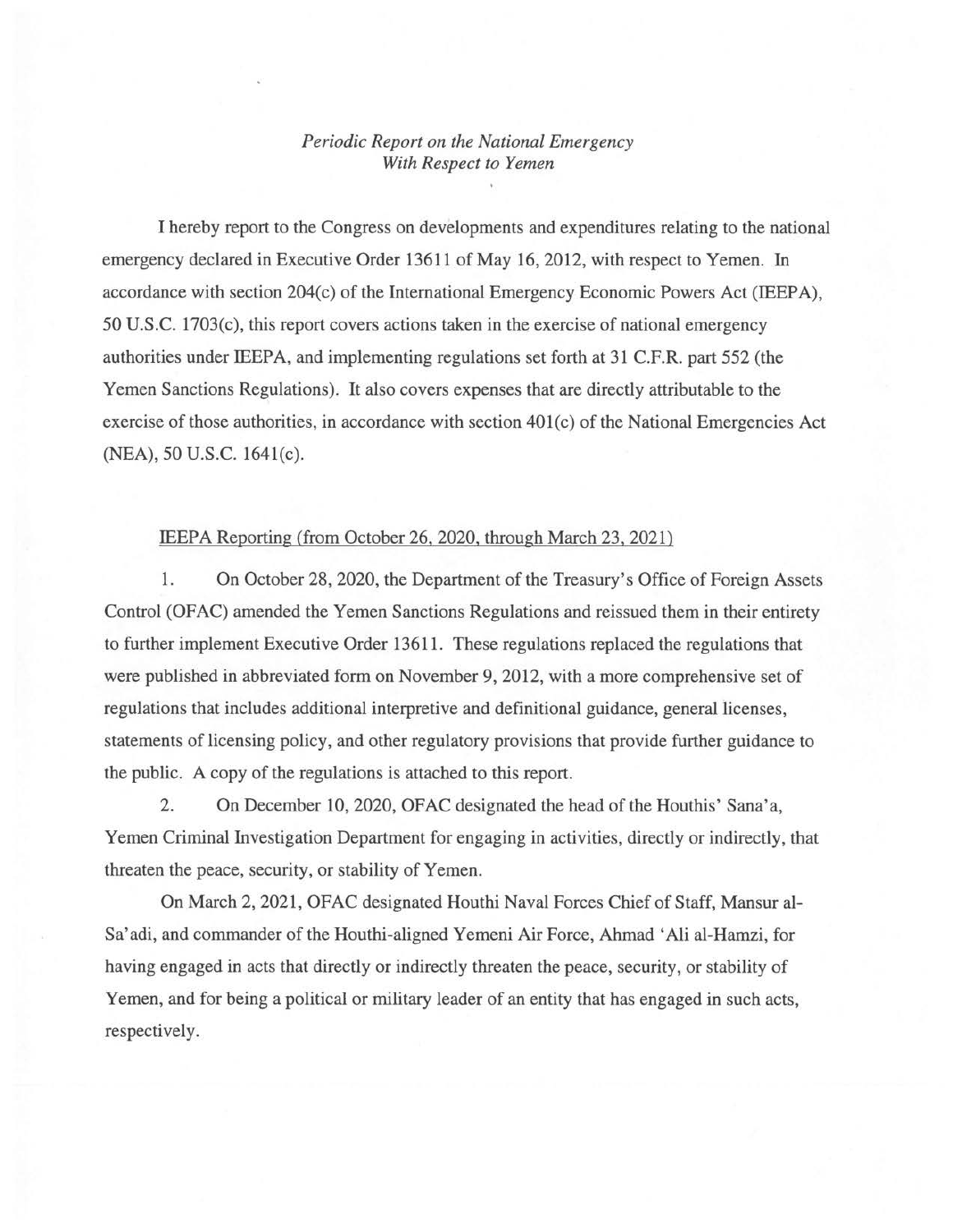*Periodic Report on the National Emergency With Respect to Yemen*

I hereby report to the Congress on developments and expenditures relating to the national emergency declared in Executive Order 13611 of May 16, 2012, with respect to Yemen. In accordance with section 204(c) of the International Emergency Economic Powers Act (IEEPA), 50 U.S.C. 1703(c), this report covers actions taken in the exercise of national emergency authorities under IEEPA, and implementing regulations set forth at 31 C.F.R. part 552 (the Yemen Sanctions Regulations). It also covers expenses that are directly attributable to the exercise of those authorities, in accordance with section 401(c) of the National Emergencies Act (NEA), 50 U.S.C. 1641(c).

IEEPA Reporting (from October 26, 2020, through March 23, 2021)

1. On October 28, 2020, the Department of the Treasury's Office of Foreign Assets Control (OFAC) amended the Yemen Sanctions Regulations and reissued them in their entirety to further implement Executive Order 13611. These regulations replaced the regulations that were published in abbreviated form on November 9, 2012, with a more comprehensive set of regulations that includes additional interpretive and definitional guidance, general licenses, statements of licensing policy, and other regulatory provisions that provide further guidance to the public. A copy of the regulations is attached to this report.

2. On December 10, 2020, OFAC designated the head of the Houthis' Sana'a, Yemen Criminal Investigation Department for engaging in activities, directly or indirectly, that threaten the peace, security, or stability of Yemen.

On March 2, 2021, OFAC designated Houthi Naval Forces Chief of Staff, Mansur al-Sa'adi, and commander of the Houthi-aligned Yemeni Air Force, Ahmad 'Ali al-Hamzi, for having engaged in acts that directly or indirectly threaten the peace, security, or stability of Yemen, and for being a political or military leader of an entity that has engaged in such acts, respectively.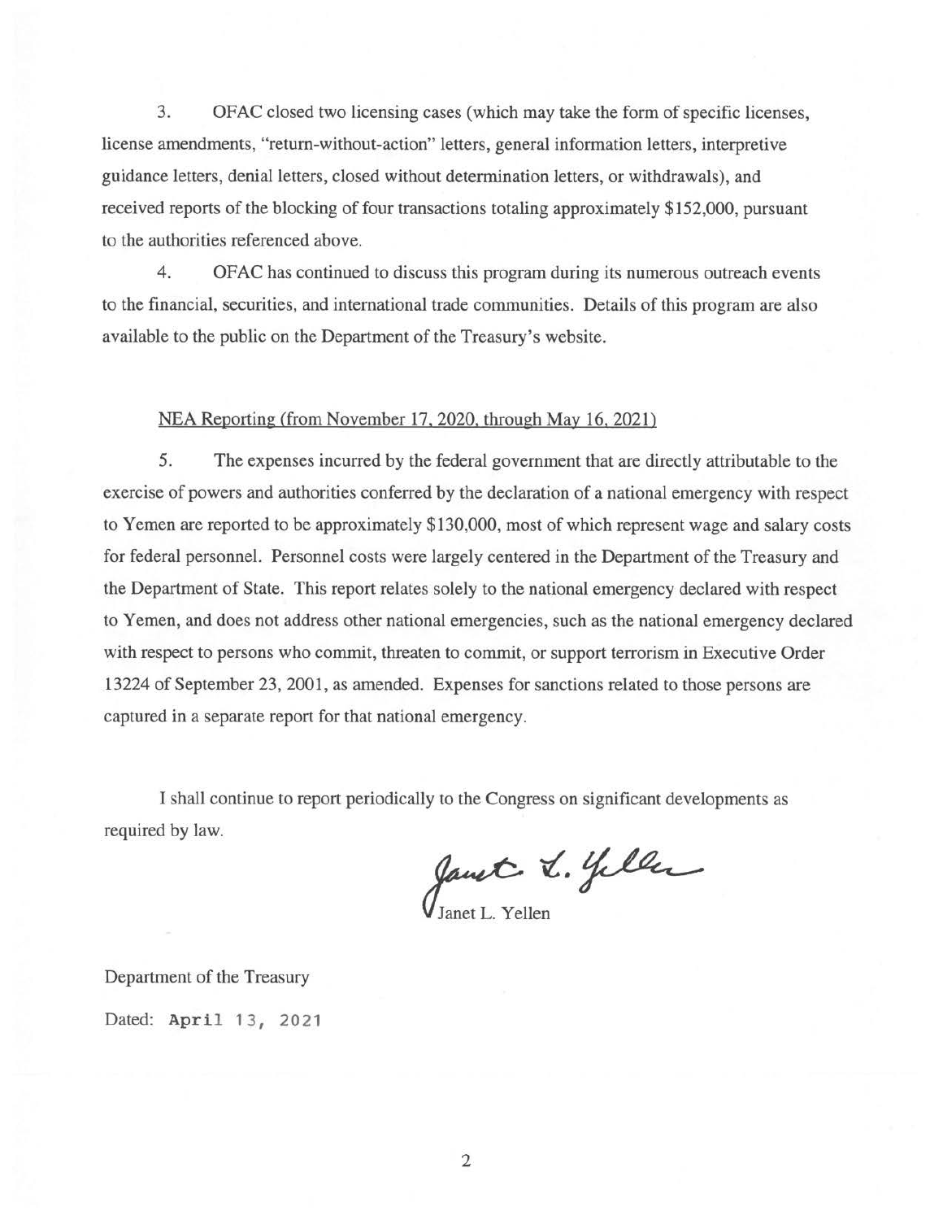3. OFAC closed two licensing cases (which may take the form of specific licenses, license amendments, "return-without-action" letters, general information letters, interpretive guidance letters, denial letters, closed without determination letters, or withdrawals), and received reports of the blocking of four transactions totaling approximately $152,000, pursuant to the authorities referenced above.

4. OFAC has continued to discuss this program during its numerous outreach events to the financial, securities, and international trade communities. Details of this program are also available to the public on the Department of the Treasury's website.

<u>NEA Reporting (from November 17, 2020, through May 16, 2021)</u>

5. The expenses incurred by the federal government that are directly attributable to the exercise of powers and authorities conferred by the declaration of a national emergency with respect to Yemen are reported to be approximately $130,000, most of which represent wage and salary costs for federal personnel. Personnel costs were largely centered in the Department of the Treasury and the Department of State. This report relates solely to the national emergency declared with respect to Yemen, and does not address other national emergencies, such as the national emergency declared with respect to persons who commit, threaten to commit, or support terrorism in Executive Order 13224 of September 23, 2001, as amended. Expenses for sanctions related to those persons are captured in a separate report for that national emergency.

I shall continue to report periodically to the Congress on significant developments as required by law.

Janet L. Yellen

Department of the Treasury

Dated: April 13, 2021